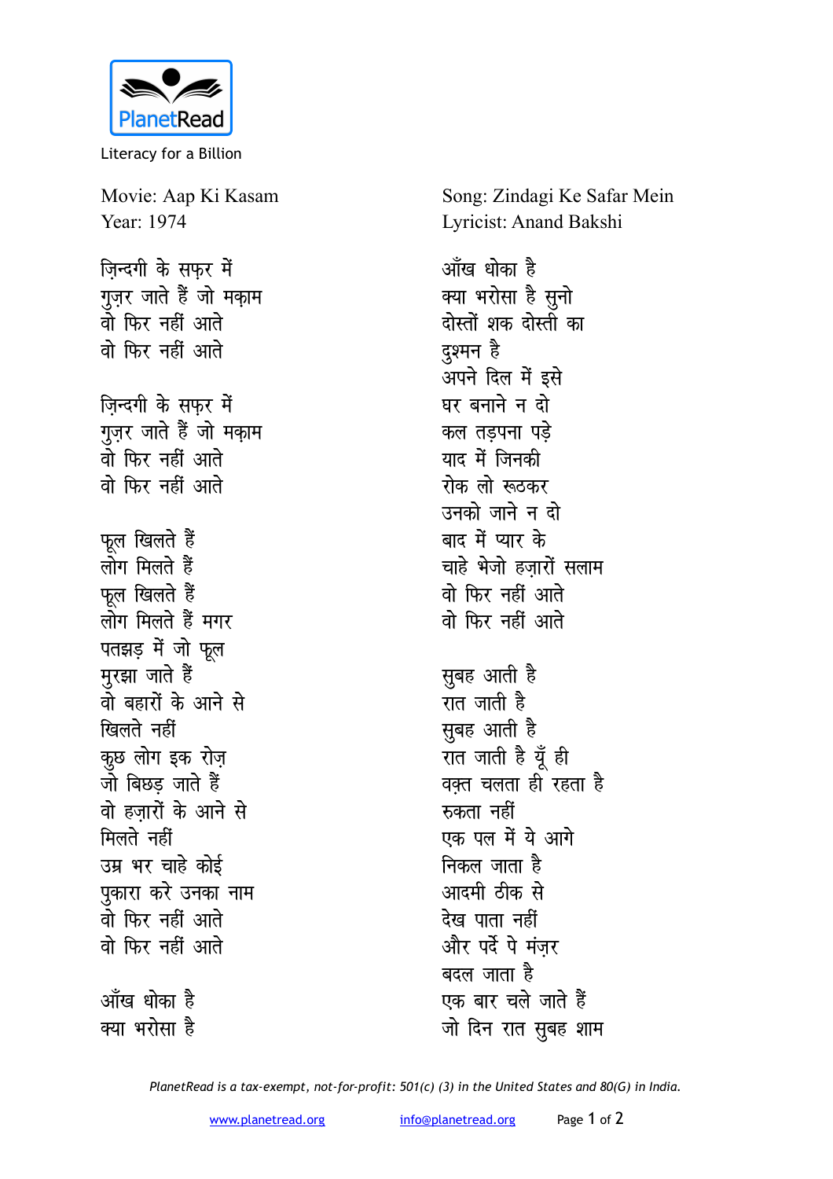Literacy for a Billion

Movie: Aap Ki Kasam
Year: 1974

Song: Zindagi Ke Safar Mein
Lyricist: Anand Bakshi

ज़िन्दगी के सफ़र में
गुज़र जाते हैं जो मक़ाम
वो फिर नहीं आते
वो फिर नहीं आते

ज़िन्दगी के सफ़र में
गुज़र जाते हैं जो मक़ाम
वो फिर नहीं आते
वो फिर नहीं आते

फूल खिलते हैं
लोग मिलते हैं
फूल खिलते हैं
लोग मिलते हैं मगर
पतझड़ में जो फूल
मुरझा जाते हैं
वो बहारों के आने से
खिलते नहीं
कुछ लोग इक रोज़
जो बिछड़ जाते हैं
वो हज़ारों के आने से
मिलते नहीं
उम्र भर चाहे कोई
पुकारा करे उनका नाम
वो फिर नहीं आते
वो फिर नहीं आते

आँख धोका है
क्या भरोसा है
आँख धोका है
क्या भरोसा है सुनो
दोस्तों शक दोस्ती का
दुश्मन है
अपने दिल में इसे
घर बनाने न दो
कल तड़पना पड़े
याद में जिनकी
रोक लो रूठकर
उनको जाने न दो
बाद में प्यार के
चाहे भेजो हज़ारों सलाम
वो फिर नहीं आते
वो फिर नहीं आते

सुबह आती है
रात जाती है
सुबह आती है
रात जाती है यूँ ही
वक़्त चलता ही रहता है
रुकता नहीं
एक पल में ये आगे
निकल जाता है
आदमी ठीक से
देख पाता नहीं
और पर्दे पे मंज़र
बदल जाता है
एक बार चले जाते हैं
जो दिन रात सुबह शाम

*PlanetRead is a tax-exempt, not-for-profit: 501(c) (3) in the United States and 80(G) in India.*

www.planetread.org info@planetread.org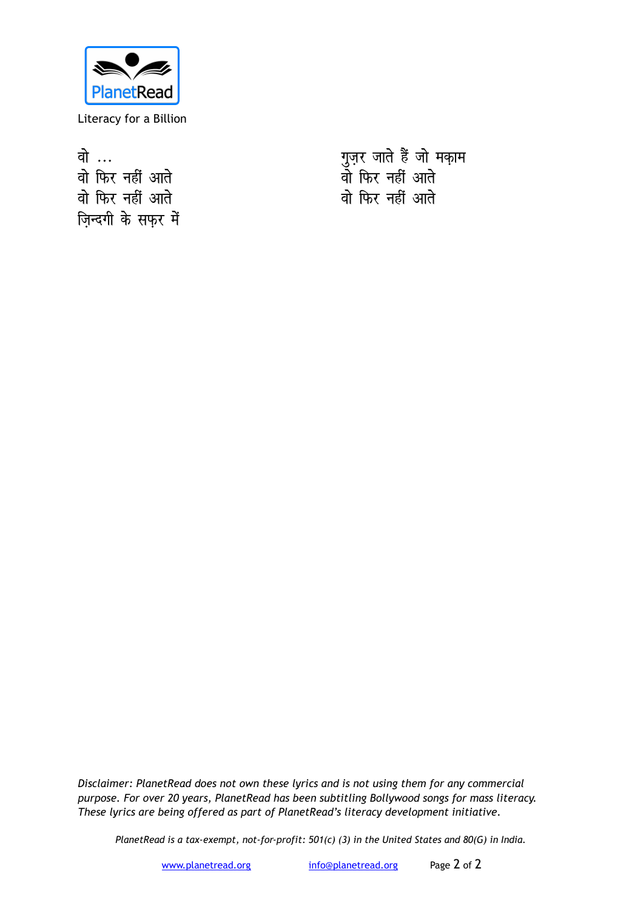PlanetRead

Literacy for a Billion

वो ...
वो फिर नहीं आते
वो फिर नहीं आते
ज़िन्दगी के सफ़र में
गुज़र जाते हैं जो मक़ाम
वो फिर नहीं आते
वो फिर नहीं आते

*Disclaimer: PlanetRead does not own these lyrics and is not using them for any commercial purpose. For over 20 years, PlanetRead has been subtitling Bollywood songs for mass literacy. These lyrics are being offered as part of PlanetRead's literacy development initiative.*

*PlanetRead is a tax-exempt, not-for-profit: 501(c) (3) in the United States and 80(G) in India.*

www.planetread.org info@planetread.org